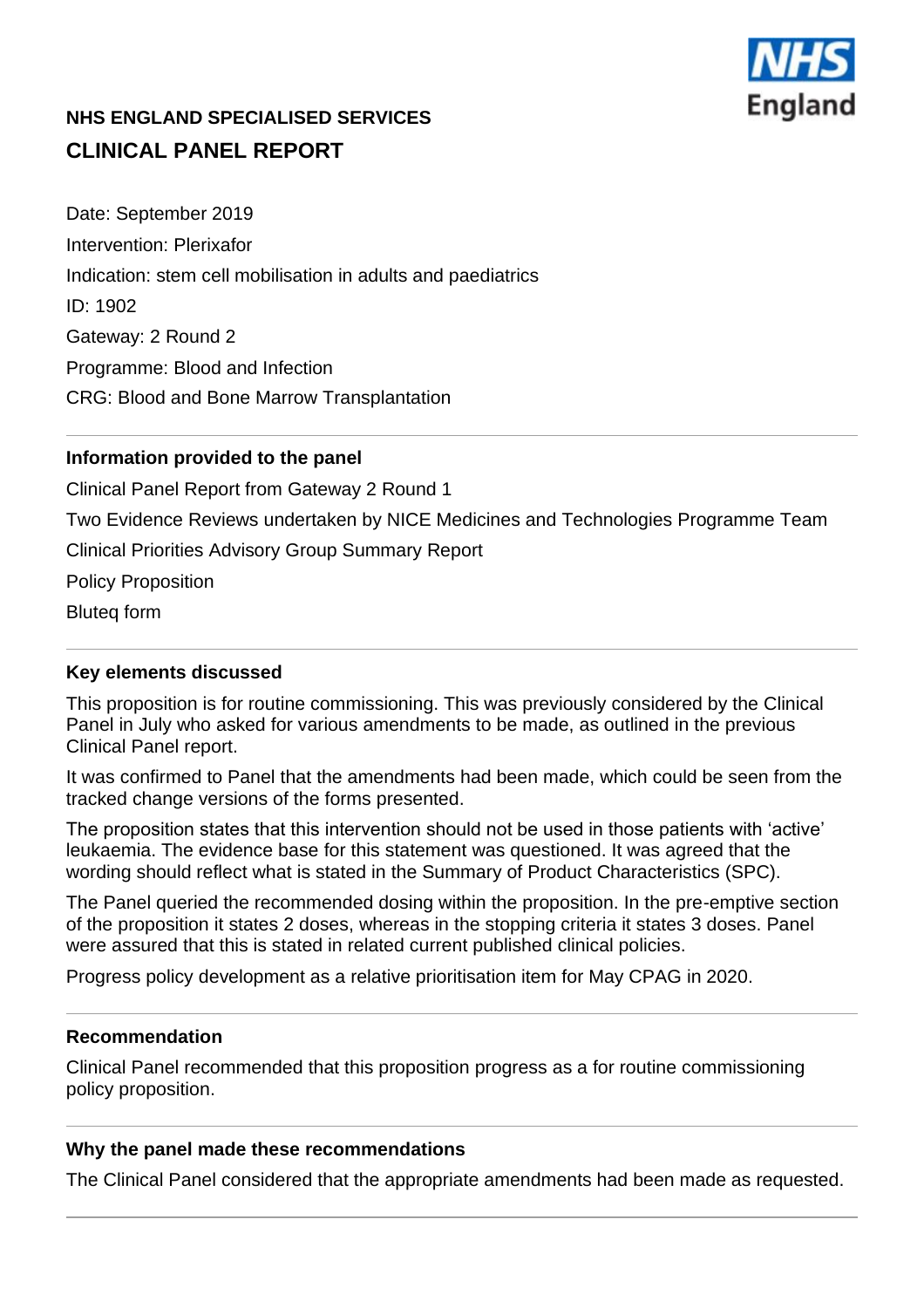# NHS ENGLAND SPECIALISED SERVICES

## CLINICAL PANEL REPORT

Date: September 2019

Intervention: Plerixafor

Indication: stem cell mobilisation in adults and paediatrics

ID: 1902

Gateway: 2 Round 2

Programme: Blood and Infection

CRG: Blood and Bone Marrow Transplantation

---

### Information provided to the panel

Clinical Panel Report from Gateway 2 Round 1

Two Evidence Reviews undertaken by NICE Medicines and Technologies Programme Team

Clinical Priorities Advisory Group Summary Report

Policy Proposition

Bluteq form

---

### Key elements discussed

This proposition is for routine commissioning. This was previously considered by the Clinical Panel in July who asked for various amendments to be made, as outlined in the previous Clinical Panel report.

It was confirmed to Panel that the amendments had been made, which could be seen from the tracked change versions of the forms presented.

The proposition states that this intervention should not be used in those patients with 'active' leukaemia. The evidence base for this statement was questioned. It was agreed that the wording should reflect what is stated in the Summary of Product Characteristics (SPC).

The Panel queried the recommended dosing within the proposition. In the pre-emptive section of the proposition it states 2 doses, whereas in the stopping criteria it states 3 doses. Panel were assured that this is stated in related current published clinical policies.

Progress policy development as a relative prioritisation item for May CPAG in 2020.

---

### Recommendation

Clinical Panel recommended that this proposition progress as a for routine commissioning policy proposition.

---

### Why the panel made these recommendations

The Clinical Panel considered that the appropriate amendments had been made as requested.

---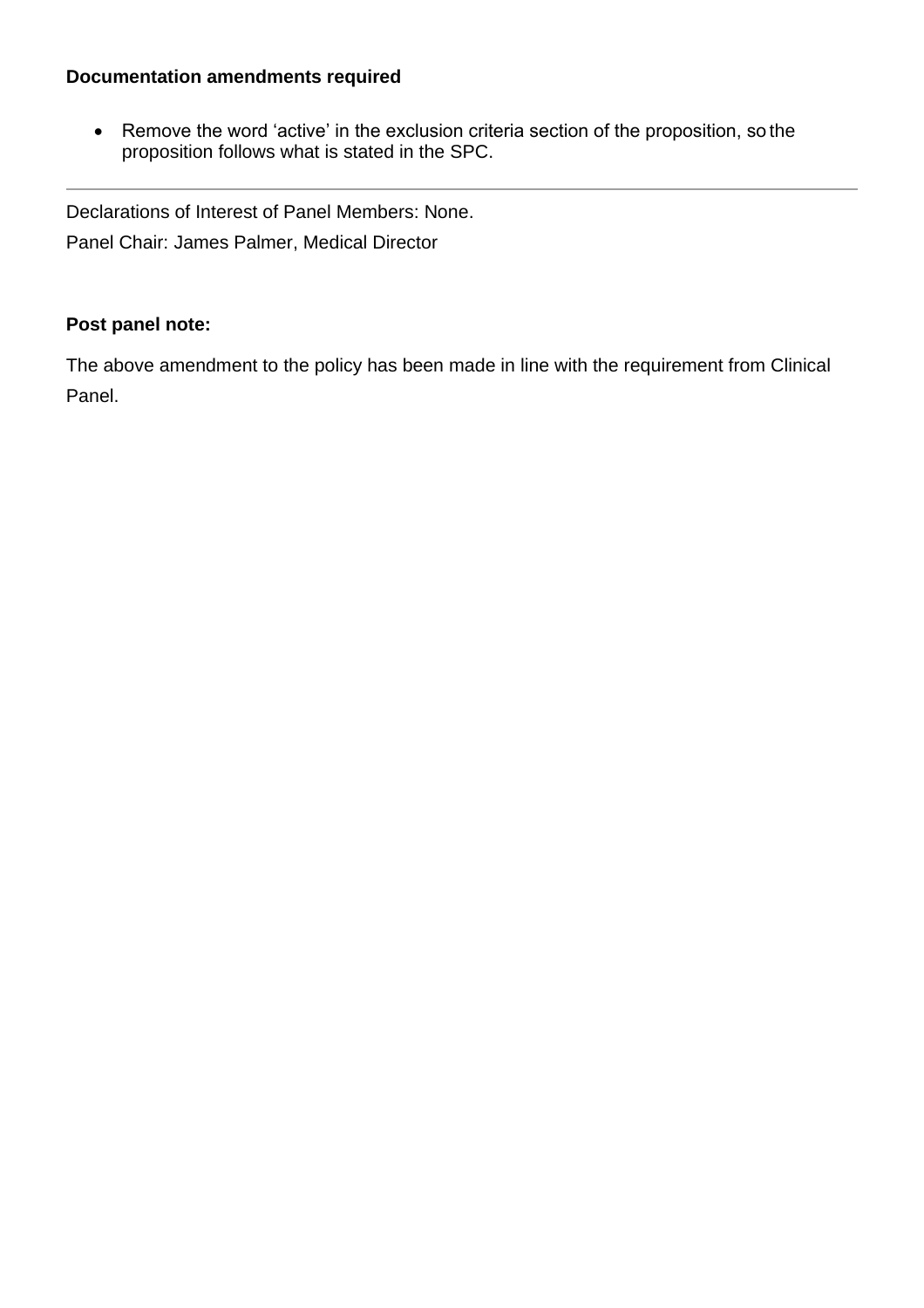**Documentation amendments required**

- Remove the word 'active' in the exclusion criteria section of the proposition, so the proposition follows what is stated in the SPC.

---

Declarations of Interest of Panel Members: None.

Panel Chair: James Palmer, Medical Director

**Post panel note:**

The above amendment to the policy has been made in line with the requirement from Clinical Panel.